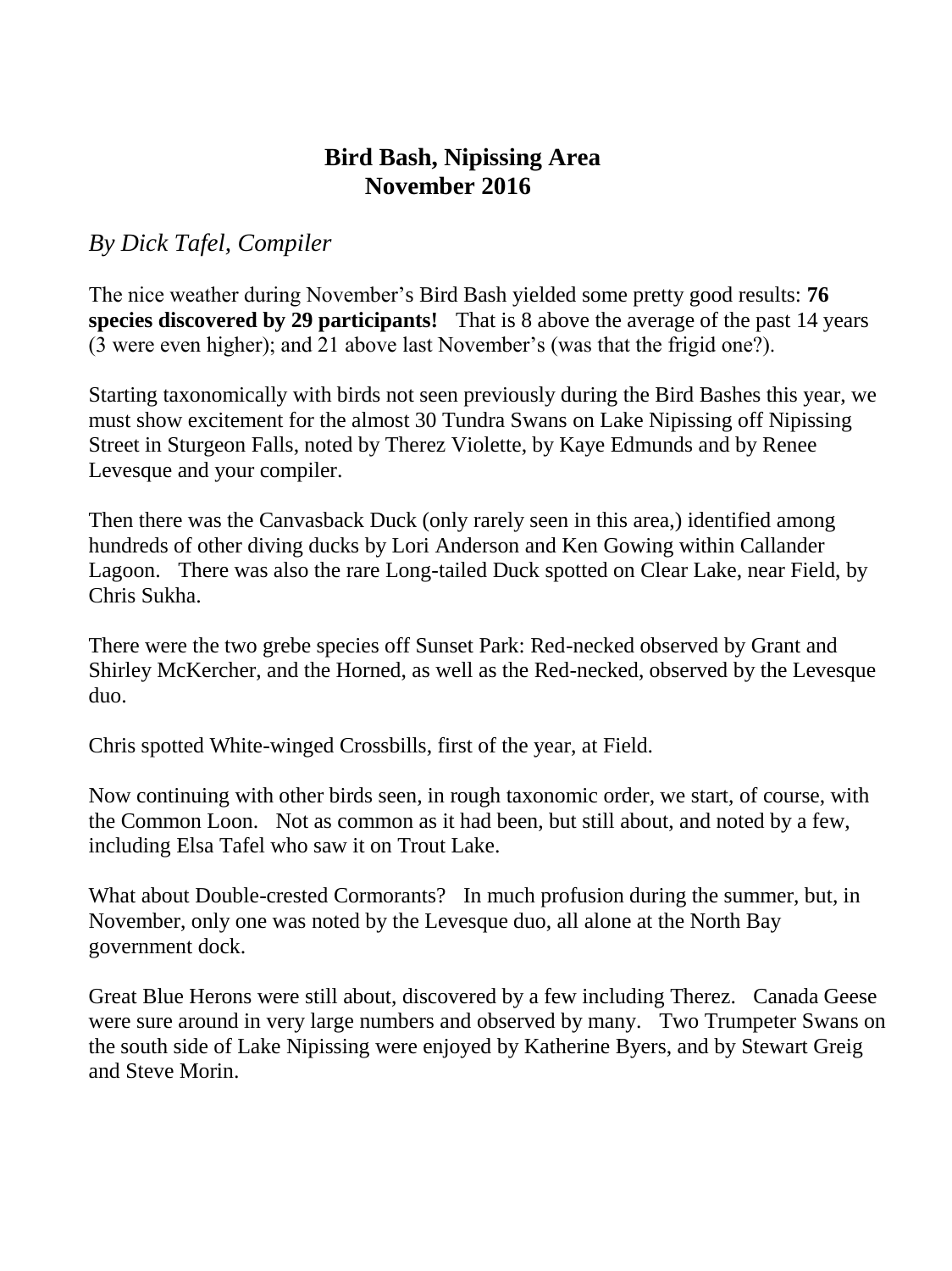# Bird Bash, Nipissing Area
# November 2016

*By Dick Tafel, Compiler*

The nice weather during November's Bird Bash yielded some pretty good results: **76 species discovered by 29 participants!** That is 8 above the average of the past 14 years (3 were even higher); and 21 above last November's (was that the frigid one?).

Starting taxonomically with birds not seen previously during the Bird Bashes this year, we must show excitement for the almost 30 Tundra Swans on Lake Nipissing off Nipissing Street in Sturgeon Falls, noted by Therez Violette, by Kaye Edmunds and by Renee Levesque and your compiler.

Then there was the Canvasback Duck (only rarely seen in this area,) identified among hundreds of other diving ducks by Lori Anderson and Ken Gowing within Callander Lagoon. There was also the rare Long-tailed Duck spotted on Clear Lake, near Field, by Chris Sukha.

There were the two grebe species off Sunset Park: Red-necked observed by Grant and Shirley McKercher, and the Horned, as well as the Red-necked, observed by the Levesque duo.

Chris spotted White-winged Crossbills, first of the year, at Field.

Now continuing with other birds seen, in rough taxonomic order, we start, of course, with the Common Loon. Not as common as it had been, but still about, and noted by a few, including Elsa Tafel who saw it on Trout Lake.

What about Double-crested Cormorants? In much profusion during the summer, but, in November, only one was noted by the Levesque duo, all alone at the North Bay government dock.

Great Blue Herons were still about, discovered by a few including Therez. Canada Geese were sure around in very large numbers and observed by many. Two Trumpeter Swans on the south side of Lake Nipissing were enjoyed by Katherine Byers, and by Stewart Greig and Steve Morin.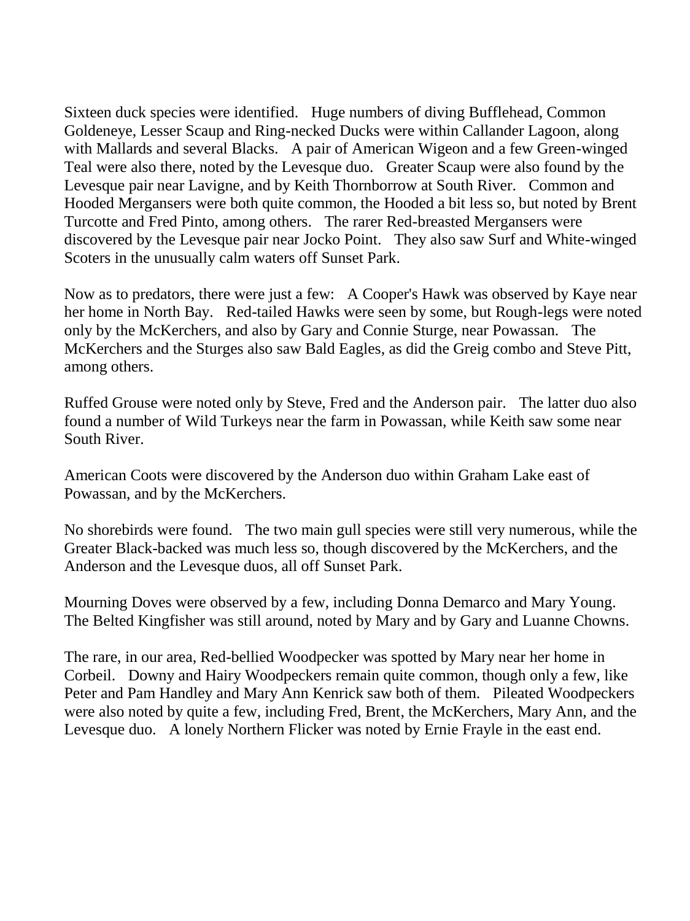Sixteen duck species were identified. Huge numbers of diving Bufflehead, Common Goldeneye, Lesser Scaup and Ring-necked Ducks were within Callander Lagoon, along with Mallards and several Blacks. A pair of American Wigeon and a few Green-winged Teal were also there, noted by the Levesque duo. Greater Scaup were also found by the Levesque pair near Lavigne, and by Keith Thornborrow at South River. Common and Hooded Mergansers were both quite common, the Hooded a bit less so, but noted by Brent Turcotte and Fred Pinto, among others. The rarer Red-breasted Mergansers were discovered by the Levesque pair near Jocko Point. They also saw Surf and White-winged Scoters in the unusually calm waters off Sunset Park.

Now as to predators, there were just a few: A Cooper's Hawk was observed by Kaye near her home in North Bay. Red-tailed Hawks were seen by some, but Rough-legs were noted only by the McKerchers, and also by Gary and Connie Sturge, near Powassan. The McKerchers and the Sturges also saw Bald Eagles, as did the Greig combo and Steve Pitt, among others.

Ruffed Grouse were noted only by Steve, Fred and the Anderson pair. The latter duo also found a number of Wild Turkeys near the farm in Powassan, while Keith saw some near South River.

American Coots were discovered by the Anderson duo within Graham Lake east of Powassan, and by the McKerchers.

No shorebirds were found. The two main gull species were still very numerous, while the Greater Black-backed was much less so, though discovered by the McKerchers, and the Anderson and the Levesque duos, all off Sunset Park.

Mourning Doves were observed by a few, including Donna Demarco and Mary Young. The Belted Kingfisher was still around, noted by Mary and by Gary and Luanne Chowns.

The rare, in our area, Red-bellied Woodpecker was spotted by Mary near her home in Corbeil. Downy and Hairy Woodpeckers remain quite common, though only a few, like Peter and Pam Handley and Mary Ann Kenrick saw both of them. Pileated Woodpeckers were also noted by quite a few, including Fred, Brent, the McKerchers, Mary Ann, and the Levesque duo. A lonely Northern Flicker was noted by Ernie Frayle in the east end.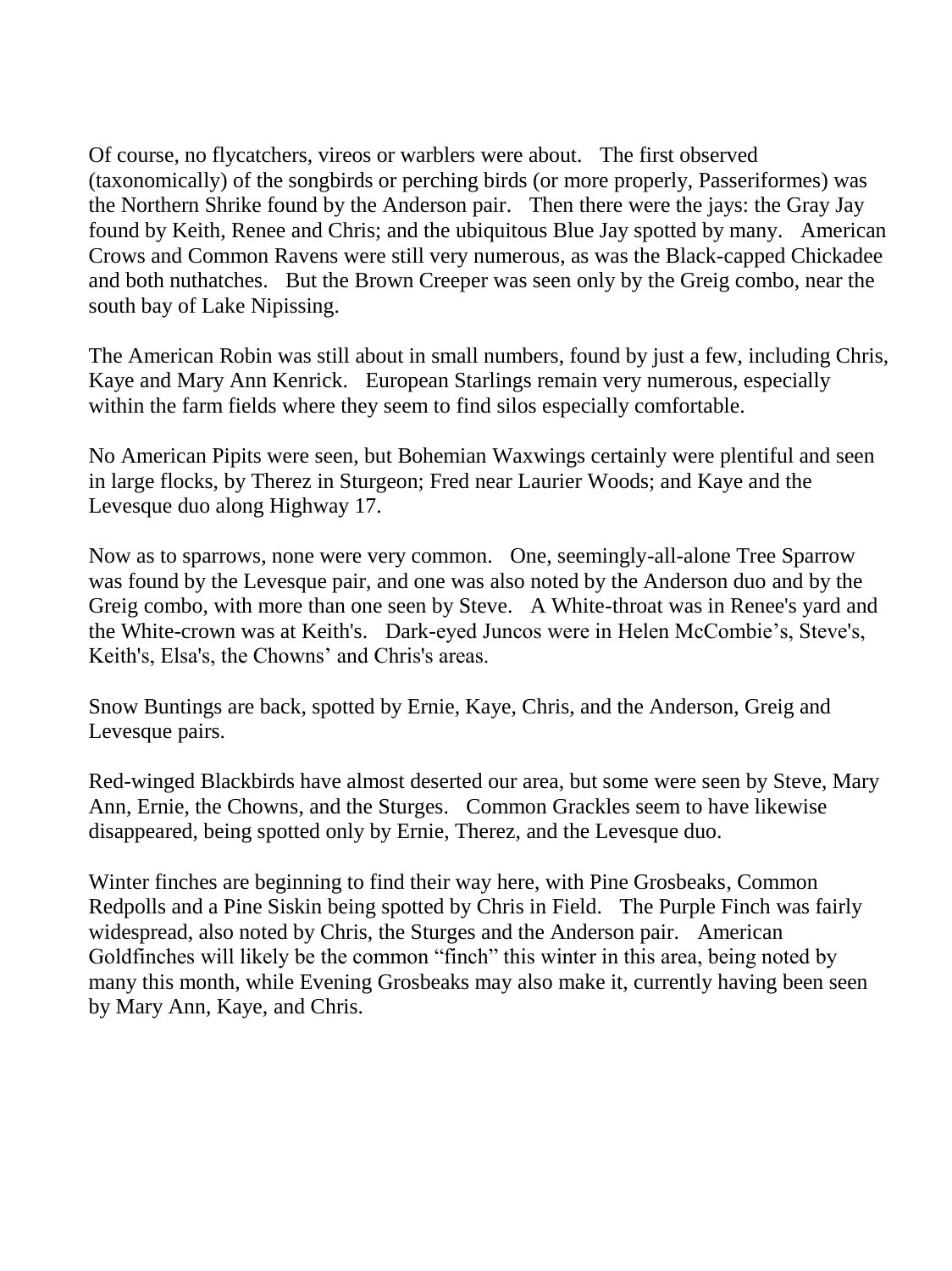Of course, no flycatchers, vireos or warblers were about. The first observed (taxonomically) of the songbirds or perching birds (or more properly, Passeriformes) was the Northern Shrike found by the Anderson pair. Then there were the jays: the Gray Jay found by Keith, Renee and Chris; and the ubiquitous Blue Jay spotted by many. American Crows and Common Ravens were still very numerous, as was the Black-capped Chickadee and both nuthatches. But the Brown Creeper was seen only by the Greig combo, near the south bay of Lake Nipissing.

The American Robin was still about in small numbers, found by just a few, including Chris, Kaye and Mary Ann Kenrick. European Starlings remain very numerous, especially within the farm fields where they seem to find silos especially comfortable.

No American Pipits were seen, but Bohemian Waxwings certainly were plentiful and seen in large flocks, by Therez in Sturgeon; Fred near Laurier Woods; and Kaye and the Levesque duo along Highway 17.

Now as to sparrows, none were very common. One, seemingly-all-alone Tree Sparrow was found by the Levesque pair, and one was also noted by the Anderson duo and by the Greig combo, with more than one seen by Steve. A White-throat was in Renee's yard and the White-crown was at Keith's. Dark-eyed Juncos were in Helen McCombie's, Steve's, Keith's, Elsa's, the Chowns' and Chris's areas.

Snow Buntings are back, spotted by Ernie, Kaye, Chris, and the Anderson, Greig and Levesque pairs.

Red-winged Blackbirds have almost deserted our area, but some were seen by Steve, Mary Ann, Ernie, the Chowns, and the Sturges. Common Grackles seem to have likewise disappeared, being spotted only by Ernie, Therez, and the Levesque duo.

Winter finches are beginning to find their way here, with Pine Grosbeaks, Common Redpolls and a Pine Siskin being spotted by Chris in Field. The Purple Finch was fairly widespread, also noted by Chris, the Sturges and the Anderson pair. American Goldfinches will likely be the common "finch" this winter in this area, being noted by many this month, while Evening Grosbeaks may also make it, currently having been seen by Mary Ann, Kaye, and Chris.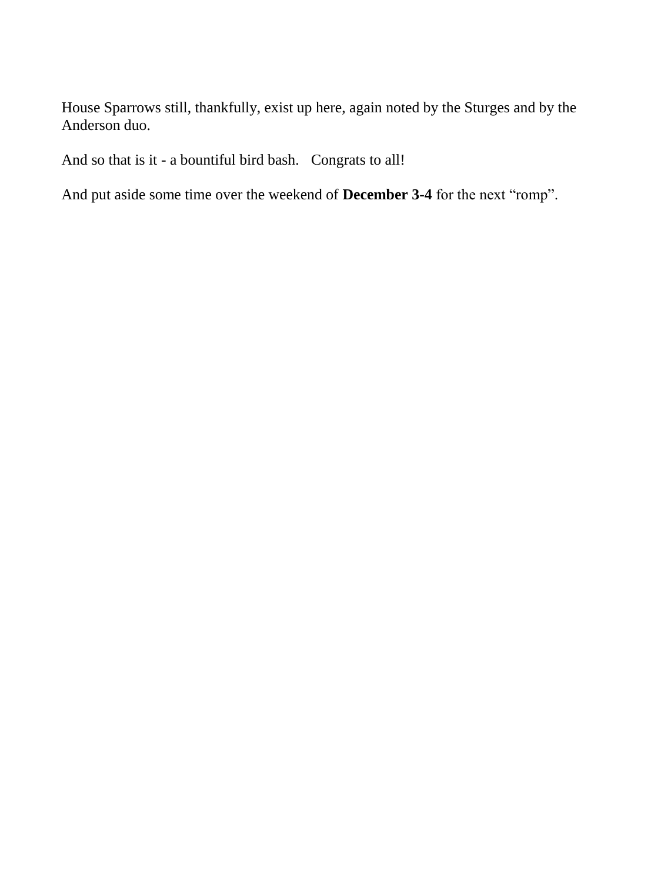House Sparrows still, thankfully, exist up here, again noted by the Sturges and by the Anderson duo.

And so that is it - a bountiful bird bash.   Congrats to all!

And put aside some time over the weekend of **December 3-4** for the next "romp".